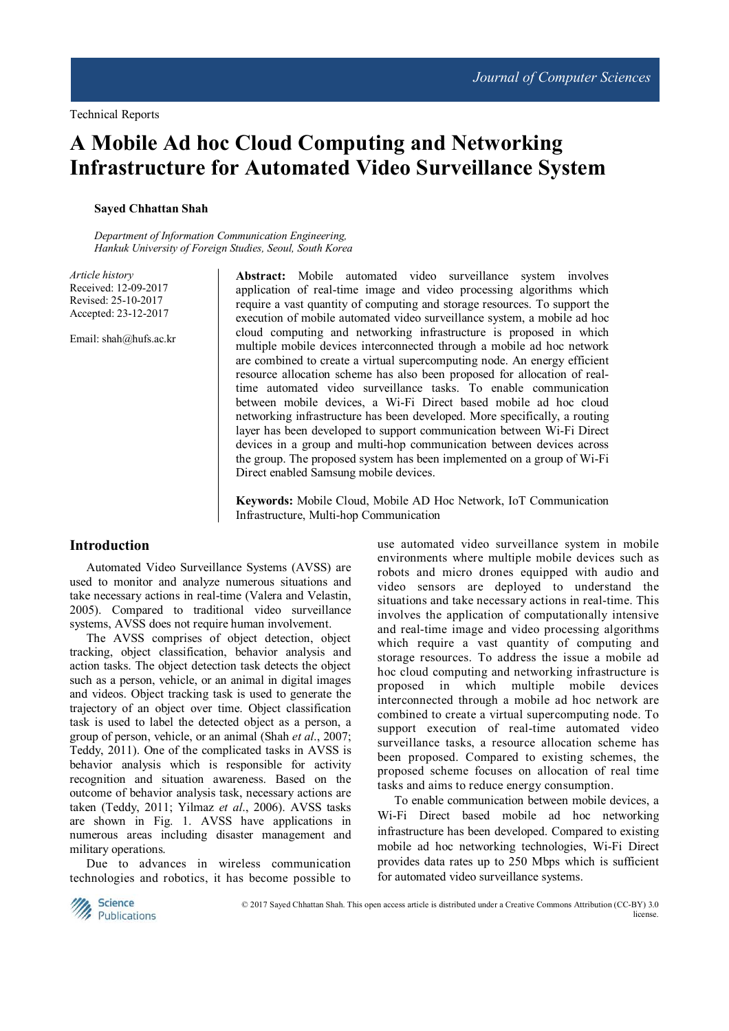Technical Reports

# A Mobile Ad hoc Cloud Computing and Networking Infrastructure for Automated Video Surveillance System

**Sayed Chhattan Shah**

*Department of Information Communication Engineering,*
*Hankuk University of Foreign Studies, Seoul, South Korea*

*Article history*
Received: 12-09-2017
Revised: 25-10-2017
Accepted: 23-12-2017

Email: shah@hufs.ac.kr

**Abstract:** Mobile automated video surveillance system involves application of real-time image and video processing algorithms which require a vast quantity of computing and storage resources. To support the execution of mobile automated video surveillance system, a mobile ad hoc cloud computing and networking infrastructure is proposed in which multiple mobile devices interconnected through a mobile ad hoc network are combined to create a virtual supercomputing node. An energy efficient resource allocation scheme has also been proposed for allocation of real-time automated video surveillance tasks. To enable communication between mobile devices, a Wi-Fi Direct based mobile ad hoc cloud networking infrastructure has been developed. More specifically, a routing layer has been developed to support communication between Wi-Fi Direct devices in a group and multi-hop communication between devices across the group. The proposed system has been implemented on a group of Wi-Fi Direct enabled Samsung mobile devices.

**Keywords:** Mobile Cloud, Mobile AD Hoc Network, IoT Communication Infrastructure, Multi-hop Communication

## Introduction

Automated Video Surveillance Systems (AVSS) are used to monitor and analyze numerous situations and take necessary actions in real-time (Valera and Velastin, 2005). Compared to traditional video surveillance systems, AVSS does not require human involvement.

The AVSS comprises of object detection, object tracking, object classification, behavior analysis and action tasks. The object detection task detects the object such as a person, vehicle, or an animal in digital images and videos. Object tracking task is used to generate the trajectory of an object over time. Object classification task is used to label the detected object as a person, a group of person, vehicle, or an animal (Shah *et al*., 2007; Teddy, 2011). One of the complicated tasks in AVSS is behavior analysis which is responsible for activity recognition and situation awareness. Based on the outcome of behavior analysis task, necessary actions are taken (Teddy, 2011; Yilmaz *et al*., 2006). AVSS tasks are shown in Fig. 1. AVSS have applications in numerous areas including disaster management and military operations.

Due to advances in wireless communication technologies and robotics, it has become possible to use automated video surveillance system in mobile environments where multiple mobile devices such as robots and micro drones equipped with audio and video sensors are deployed to understand the situations and take necessary actions in real-time. This involves the application of computationally intensive and real-time image and video processing algorithms which require a vast quantity of computing and storage resources. To address the issue a mobile ad hoc cloud computing and networking infrastructure is proposed in which multiple mobile devices interconnected through a mobile ad hoc network are combined to create a virtual supercomputing node. To support execution of real-time automated video surveillance tasks, a resource allocation scheme has been proposed. Compared to existing schemes, the proposed scheme focuses on allocation of real time tasks and aims to reduce energy consumption.

To enable communication between mobile devices, a Wi-Fi Direct based mobile ad hoc networking infrastructure has been developed. Compared to existing mobile ad hoc networking technologies, Wi-Fi Direct provides data rates up to 250 Mbps which is sufficient for automated video surveillance systems.

© 2017 Sayed Chhattan Shah. This open access article is distributed under a Creative Commons Attribution (CC-BY) 3.0 license.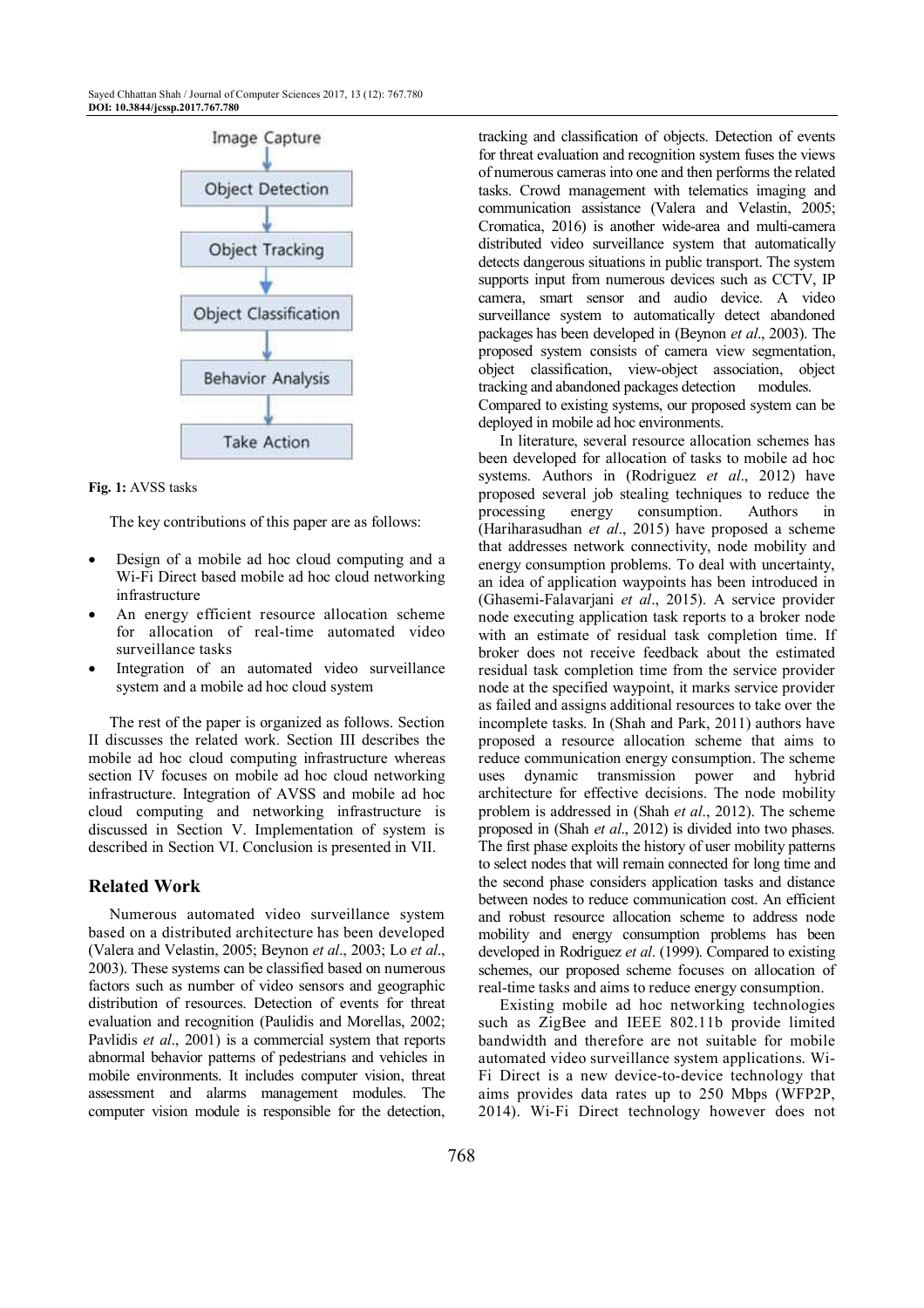Image Capture → Object Detection → Object Tracking → Object Classification → Behavior Analysis → Take Action

**Fig. 1:** AVSS tasks

The key contributions of this paper are as follows:

- Design of a mobile ad hoc cloud computing and a Wi-Fi Direct based mobile ad hoc cloud networking infrastructure
- An energy efficient resource allocation scheme for allocation of real-time automated video surveillance tasks
- Integration of an automated video surveillance system and a mobile ad hoc cloud system

The rest of the paper is organized as follows. Section II discusses the related work. Section III describes the mobile ad hoc cloud computing infrastructure whereas section IV focuses on mobile ad hoc cloud networking infrastructure. Integration of AVSS and mobile ad hoc cloud computing and networking infrastructure is discussed in Section V. Implementation of system is described in Section VI. Conclusion is presented in VII.

## Related Work

Numerous automated video surveillance system based on a distributed architecture has been developed (Valera and Velastin, 2005; Beynon *et al*., 2003; Lo *et al*., 2003). These systems can be classified based on numerous factors such as number of video sensors and geographic distribution of resources. Detection of events for threat evaluation and recognition (Paulidis and Morellas, 2002; Pavlidis *et al*., 2001) is a commercial system that reports abnormal behavior patterns of pedestrians and vehicles in mobile environments. It includes computer vision, threat assessment and alarms management modules. The computer vision module is responsible for the detection, tracking and classification of objects. Detection of events for threat evaluation and recognition system fuses the views of numerous cameras into one and then performs the related tasks. Crowd management with telematics imaging and communication assistance (Valera and Velastin, 2005; Cromatica, 2016) is another wide-area and multi-camera distributed video surveillance system that automatically detects dangerous situations in public transport. The system supports input from numerous devices such as CCTV, IP camera, smart sensor and audio device. A video surveillance system to automatically detect abandoned packages has been developed in (Beynon *et al*., 2003). The proposed system consists of camera view segmentation, object classification, view-object association, object tracking and abandoned packages detection modules. Compared to existing systems, our proposed system can be deployed in mobile ad hoc environments.

In literature, several resource allocation schemes has been developed for allocation of tasks to mobile ad hoc systems. Authors in (Rodriguez *et al*., 2012) have proposed several job stealing techniques to reduce the processing energy consumption. Authors in (Hariharasudhan *et al*., 2015) have proposed a scheme that addresses network connectivity, node mobility and energy consumption problems. To deal with uncertainty, an idea of application waypoints has been introduced in (Ghasemi-Falavarjani *et al*., 2015). A service provider node executing application task reports to a broker node with an estimate of residual task completion time. If broker does not receive feedback about the estimated residual task completion time from the service provider node at the specified waypoint, it marks service provider as failed and assigns additional resources to take over the incomplete tasks. In (Shah and Park, 2011) authors have proposed a resource allocation scheme that aims to reduce communication energy consumption. The scheme uses dynamic transmission power and hybrid architecture for effective decisions. The node mobility problem is addressed in (Shah *et al*., 2012). The scheme proposed in (Shah *et al*., 2012) is divided into two phases. The first phase exploits the history of user mobility patterns to select nodes that will remain connected for long time and the second phase considers application tasks and distance between nodes to reduce communication cost. An efficient and robust resource allocation scheme to address node mobility and energy consumption problems has been developed in Rodriguez *et al*. (1999). Compared to existing schemes, our proposed scheme focuses on allocation of real-time tasks and aims to reduce energy consumption.

Existing mobile ad hoc networking technologies such as ZigBee and IEEE 802.11b provide limited bandwidth and therefore are not suitable for mobile automated video surveillance system applications. Wi-Fi Direct is a new device-to-device technology that aims provides data rates up to 250 Mbps (WFP2P, 2014). Wi-Fi Direct technology however does not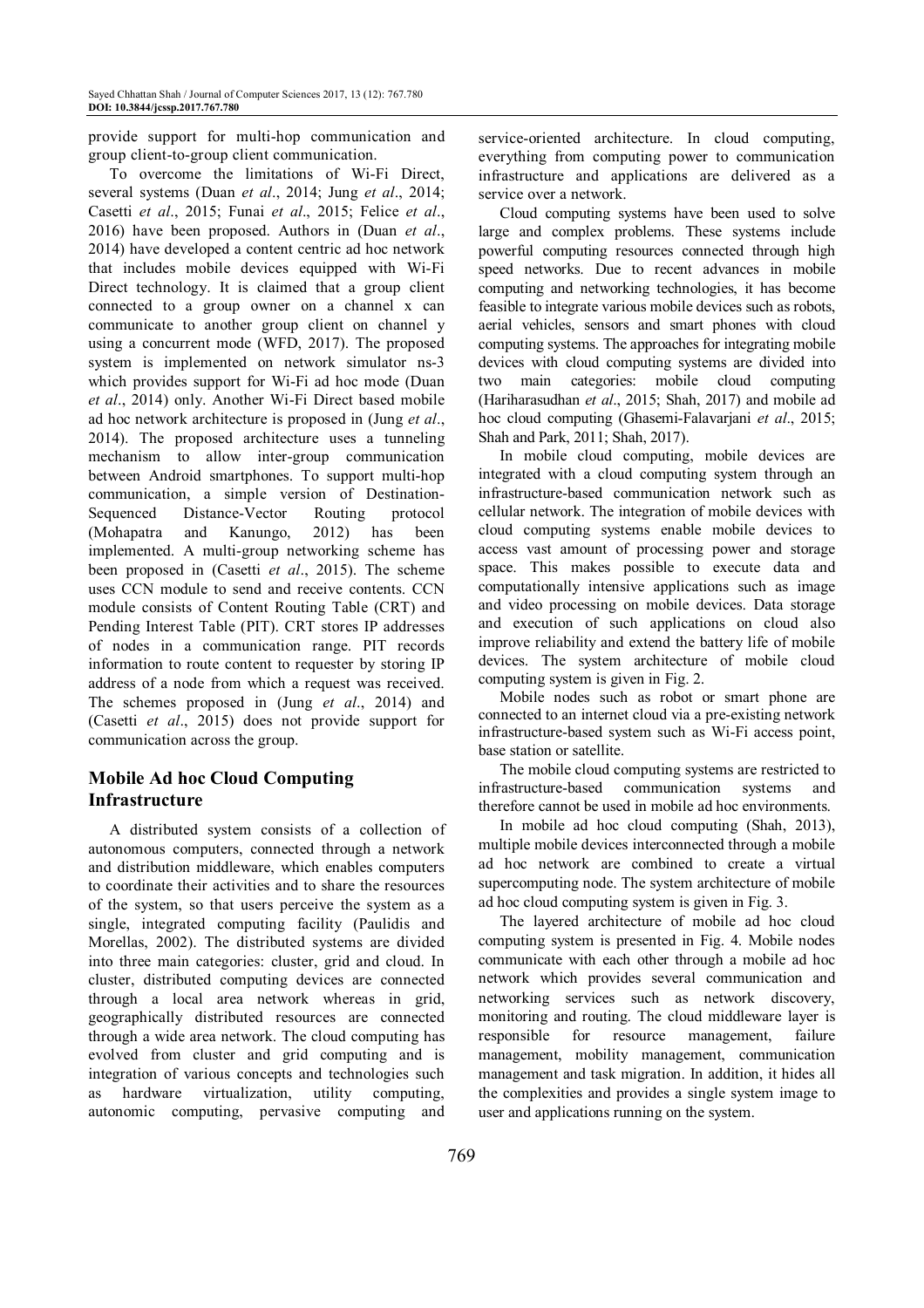provide support for multi-hop communication and group client-to-group client communication.

To overcome the limitations of Wi-Fi Direct, several systems (Duan *et al*., 2014; Jung *et al*., 2014; Casetti *et al*., 2015; Funai *et al*., 2015; Felice *et al*., 2016) have been proposed. Authors in (Duan *et al*., 2014) have developed a content centric ad hoc network that includes mobile devices equipped with Wi-Fi Direct technology. It is claimed that a group client connected to a group owner on a channel x can communicate to another group client on channel y using a concurrent mode (WFD, 2017). The proposed system is implemented on network simulator ns-3 which provides support for Wi-Fi ad hoc mode (Duan *et al*., 2014) only. Another Wi-Fi Direct based mobile ad hoc network architecture is proposed in (Jung *et al*., 2014). The proposed architecture uses a tunneling mechanism to allow inter-group communication between Android smartphones. To support multi-hop communication, a simple version of Destination-Sequenced Distance-Vector Routing protocol (Mohapatra and Kanungo, 2012) has been implemented. A multi-group networking scheme has been proposed in (Casetti *et al*., 2015). The scheme uses CCN module to send and receive contents. CCN module consists of Content Routing Table (CRT) and Pending Interest Table (PIT). CRT stores IP addresses of nodes in a communication range. PIT records information to route content to requester by storing IP address of a node from which a request was received. The schemes proposed in (Jung *et al*., 2014) and (Casetti *et al*., 2015) does not provide support for communication across the group.

## Mobile Ad hoc Cloud Computing Infrastructure

A distributed system consists of a collection of autonomous computers, connected through a network and distribution middleware, which enables computers to coordinate their activities and to share the resources of the system, so that users perceive the system as a single, integrated computing facility (Paulidis and Morellas, 2002). The distributed systems are divided into three main categories: cluster, grid and cloud. In cluster, distributed computing devices are connected through a local area network whereas in grid, geographically distributed resources are connected through a wide area network. The cloud computing has evolved from cluster and grid computing and is integration of various concepts and technologies such as hardware virtualization, utility computing, autonomic computing, pervasive computing and service-oriented architecture. In cloud computing, everything from computing power to communication infrastructure and applications are delivered as a service over a network.

Cloud computing systems have been used to solve large and complex problems. These systems include powerful computing resources connected through high speed networks. Due to recent advances in mobile computing and networking technologies, it has become feasible to integrate various mobile devices such as robots, aerial vehicles, sensors and smart phones with cloud computing systems. The approaches for integrating mobile devices with cloud computing systems are divided into two main categories: mobile cloud computing (Hariharasudhan *et al*., 2015; Shah, 2017) and mobile ad hoc cloud computing (Ghasemi-Falavarjani *et al*., 2015; Shah and Park, 2011; Shah, 2017).

In mobile cloud computing, mobile devices are integrated with a cloud computing system through an infrastructure-based communication network such as cellular network. The integration of mobile devices with cloud computing systems enable mobile devices to access vast amount of processing power and storage space. This makes possible to execute data and computationally intensive applications such as image and video processing on mobile devices. Data storage and execution of such applications on cloud also improve reliability and extend the battery life of mobile devices. The system architecture of mobile cloud computing system is given in Fig. 2.

Mobile nodes such as robot or smart phone are connected to an internet cloud via a pre-existing network infrastructure-based system such as Wi-Fi access point, base station or satellite.

The mobile cloud computing systems are restricted to infrastructure-based communication systems and therefore cannot be used in mobile ad hoc environments.

In mobile ad hoc cloud computing (Shah, 2013), multiple mobile devices interconnected through a mobile ad hoc network are combined to create a virtual supercomputing node. The system architecture of mobile ad hoc cloud computing system is given in Fig. 3.

The layered architecture of mobile ad hoc cloud computing system is presented in Fig. 4. Mobile nodes communicate with each other through a mobile ad hoc network which provides several communication and networking services such as network discovery, monitoring and routing. The cloud middleware layer is responsible for resource management, failure management, mobility management, communication management and task migration. In addition, it hides all the complexities and provides a single system image to user and applications running on the system.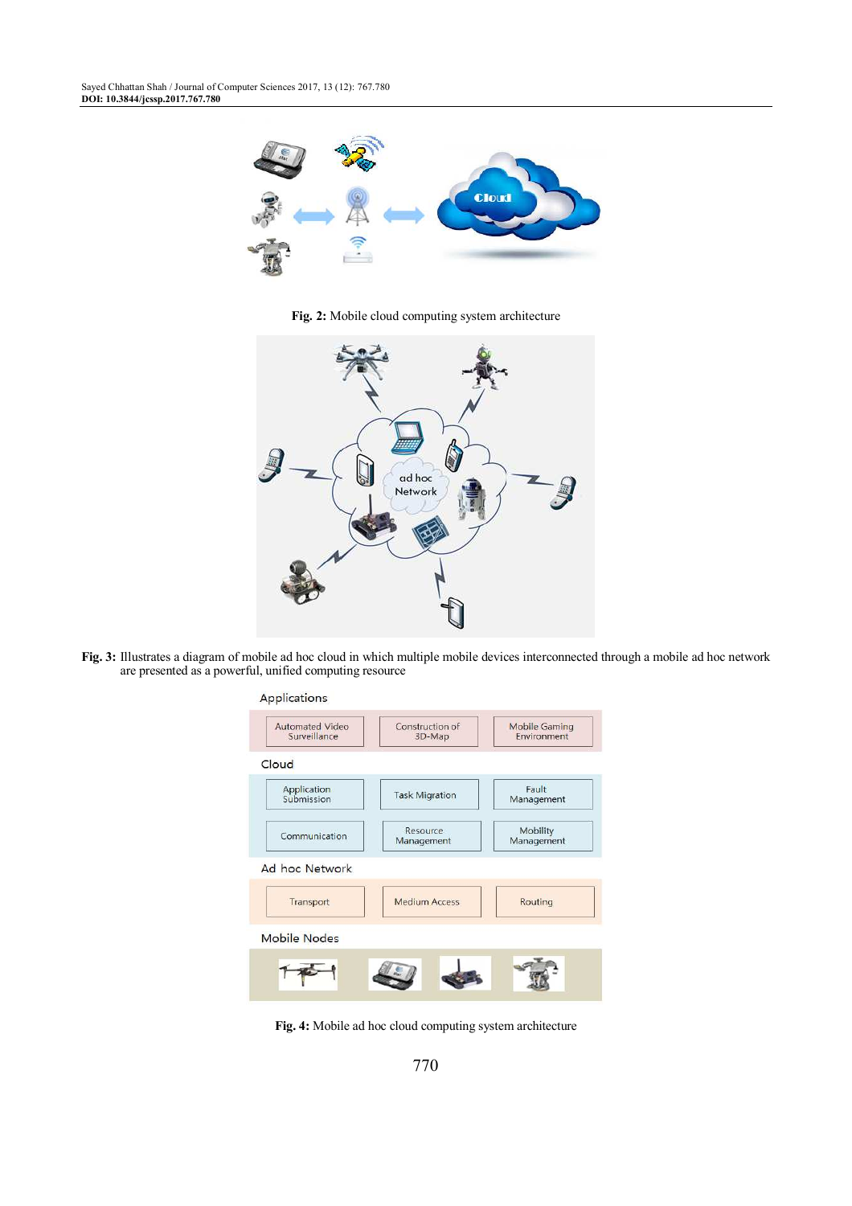**Fig. 2:** Mobile cloud computing system architecture

**Fig. 3:** Illustrates a diagram of mobile ad hoc cloud in which multiple mobile devices interconnected through a mobile ad hoc network are presented as a powerful, unified computing resource

**Fig. 4:** Mobile ad hoc cloud computing system architecture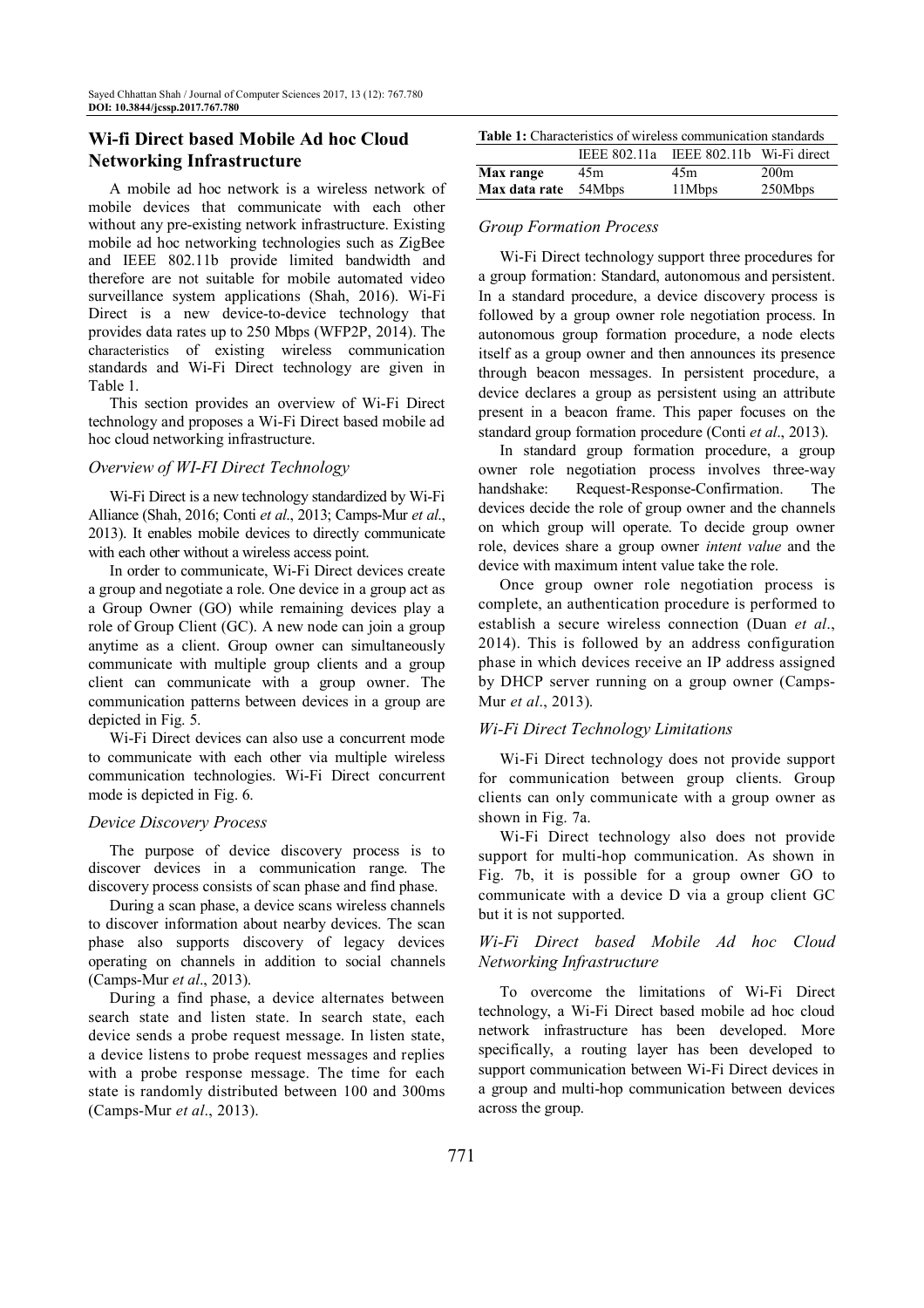## Wi-fi Direct based Mobile Ad hoc Cloud Networking Infrastructure

A mobile ad hoc network is a wireless network of mobile devices that communicate with each other without any pre-existing network infrastructure. Existing mobile ad hoc networking technologies such as ZigBee and IEEE 802.11b provide limited bandwidth and therefore are not suitable for mobile automated video surveillance system applications (Shah, 2016). Wi-Fi Direct is a new device-to-device technology that provides data rates up to 250 Mbps (WFP2P, 2014). The characteristics of existing wireless communication standards and Wi-Fi Direct technology are given in Table 1.

This section provides an overview of Wi-Fi Direct technology and proposes a Wi-Fi Direct based mobile ad hoc cloud networking infrastructure.

### *Overview of WI-FI Direct Technology*

Wi-Fi Direct is a new technology standardized by Wi-Fi Alliance (Shah, 2016; Conti *et al*., 2013; Camps-Mur *et al*., 2013). It enables mobile devices to directly communicate with each other without a wireless access point.

In order to communicate, Wi-Fi Direct devices create a group and negotiate a role. One device in a group act as a Group Owner (GO) while remaining devices play a role of Group Client (GC). A new node can join a group anytime as a client. Group owner can simultaneously communicate with multiple group clients and a group client can communicate with a group owner. The communication patterns between devices in a group are depicted in Fig. 5.

Wi-Fi Direct devices can also use a concurrent mode to communicate with each other via multiple wireless communication technologies. Wi-Fi Direct concurrent mode is depicted in Fig. 6.

### *Device Discovery Process*

The purpose of device discovery process is to discover devices in a communication range. The discovery process consists of scan phase and find phase.

During a scan phase, a device scans wireless channels to discover information about nearby devices. The scan phase also supports discovery of legacy devices operating on channels in addition to social channels (Camps-Mur *et al*., 2013).

During a find phase, a device alternates between search state and listen state. In search state, each device sends a probe request message. In listen state, a device listens to probe request messages and replies with a probe response message. The time for each state is randomly distributed between 100 and 300ms (Camps-Mur *et al*., 2013).

**Table 1:** Characteristics of wireless communication standards

| | IEEE 802.11a | IEEE 802.11b | Wi-Fi direct |
|---|---|---|---|
| **Max range** | 45m | 45m | 200m |
| **Max data rate** | 54Mbps | 11Mbps | 250Mbps |

### *Group Formation Process*

Wi-Fi Direct technology support three procedures for a group formation: Standard, autonomous and persistent. In a standard procedure, a device discovery process is followed by a group owner role negotiation process. In autonomous group formation procedure, a node elects itself as a group owner and then announces its presence through beacon messages. In persistent procedure, a device declares a group as persistent using an attribute present in a beacon frame. This paper focuses on the standard group formation procedure (Conti *et al*., 2013).

In standard group formation procedure, a group owner role negotiation process involves three-way handshake: Request-Response-Confirmation. The devices decide the role of group owner and the channels on which group will operate. To decide group owner role, devices share a group owner *intent value* and the device with maximum intent value take the role.

Once group owner role negotiation process is complete, an authentication procedure is performed to establish a secure wireless connection (Duan *et al*., 2014). This is followed by an address configuration phase in which devices receive an IP address assigned by DHCP server running on a group owner (Camps-Mur *et al*., 2013).

### *Wi-Fi Direct Technology Limitations*

Wi-Fi Direct technology does not provide support for communication between group clients. Group clients can only communicate with a group owner as shown in Fig. 7a.

Wi-Fi Direct technology also does not provide support for multi-hop communication. As shown in Fig. 7b, it is possible for a group owner GO to communicate with a device D via a group client GC but it is not supported.

### *Wi-Fi Direct based Mobile Ad hoc Cloud Networking Infrastructure*

To overcome the limitations of Wi-Fi Direct technology, a Wi-Fi Direct based mobile ad hoc cloud network infrastructure has been developed. More specifically, a routing layer has been developed to support communication between Wi-Fi Direct devices in a group and multi-hop communication between devices across the group.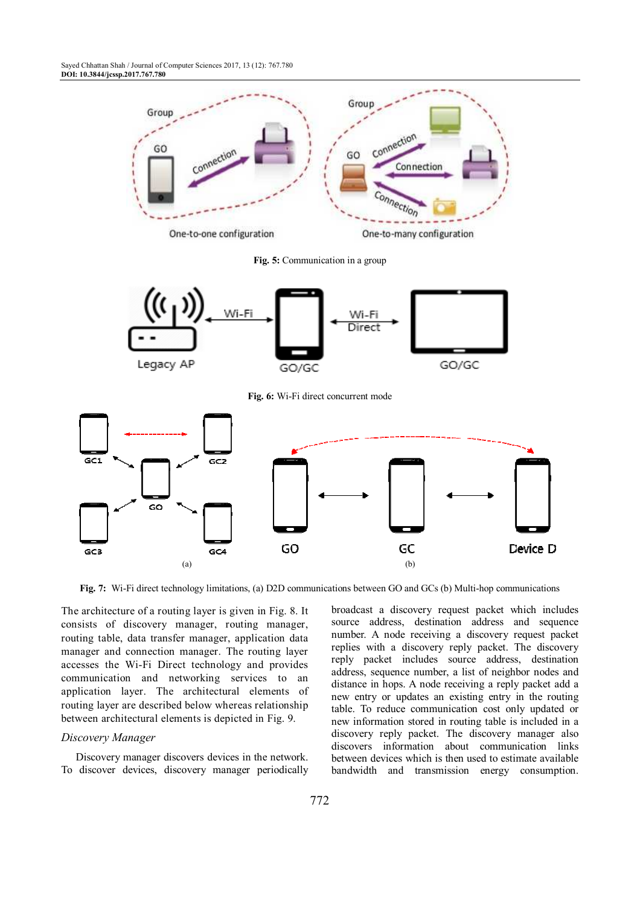Fig. 5: Communication in a group

Fig. 6: Wi-Fi direct concurrent mode

Fig. 7: Wi-Fi direct technology limitations, (a) D2D communications between GO and GCs (b) Multi-hop communications

The architecture of a routing layer is given in Fig. 8. It consists of discovery manager, routing manager, routing table, data transfer manager, application data manager and connection manager. The routing layer accesses the Wi-Fi Direct technology and provides communication and networking services to an application layer. The architectural elements of routing layer are described below whereas relationship between architectural elements is depicted in Fig. 9.

*Discovery Manager*

Discovery manager discovers devices in the network. To discover devices, discovery manager periodically broadcast a discovery request packet which includes source address, destination address and sequence number. A node receiving a discovery request packet replies with a discovery reply packet. The discovery reply packet includes source address, destination address, sequence number, a list of neighbor nodes and distance in hops. A node receiving a reply packet add a new entry or updates an existing entry in the routing table. To reduce communication cost only updated or new information stored in routing table is included in a discovery reply packet. The discovery manager also discovers information about communication links between devices which is then used to estimate available bandwidth and transmission energy consumption.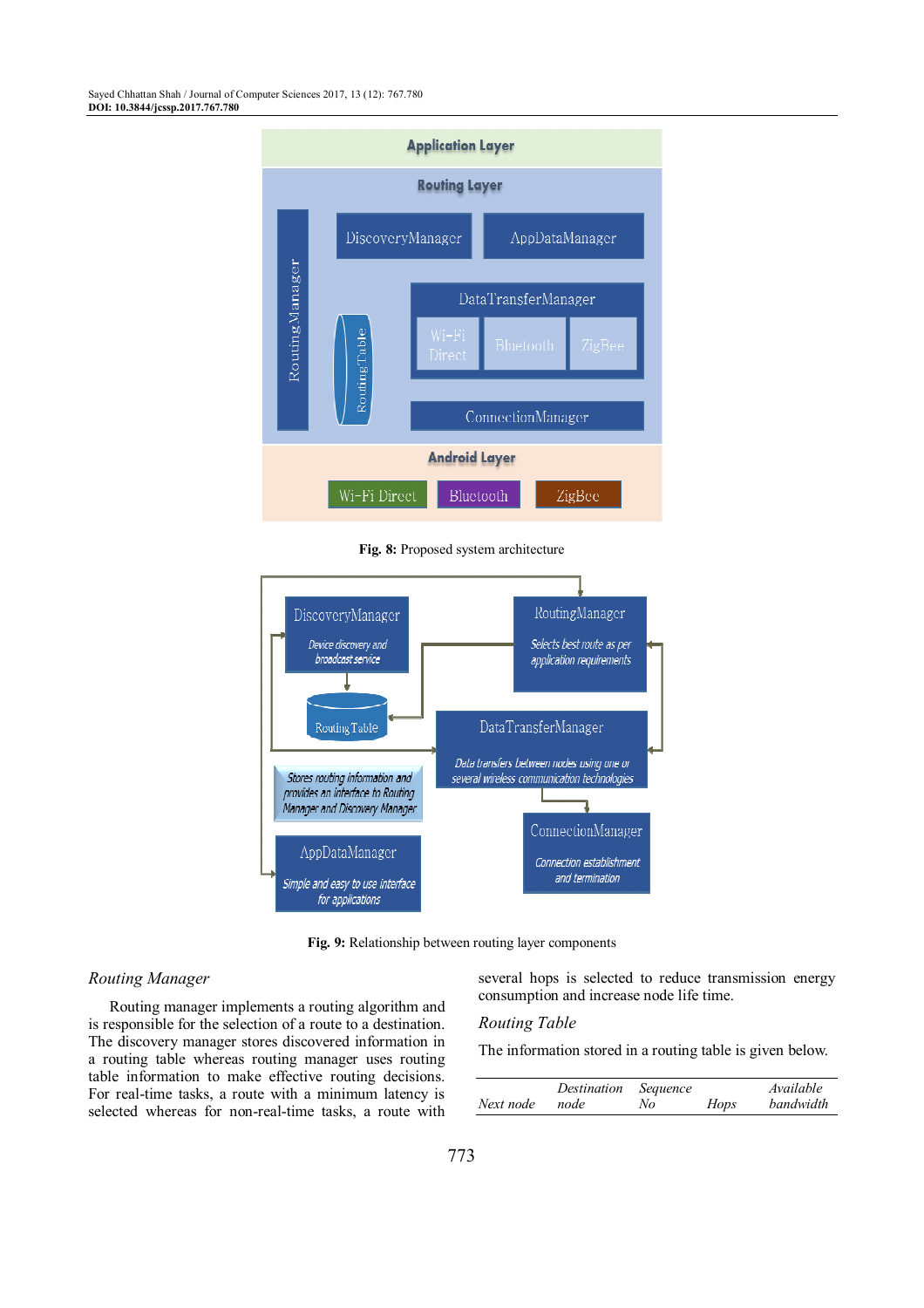Fig. 8: Proposed system architecture

Fig. 9: Relationship between routing layer components

### Routing Manager

Routing manager implements a routing algorithm and is responsible for the selection of a route to a destination. The discovery manager stores discovered information in a routing table whereas routing manager uses routing table information to make effective routing decisions. For real-time tasks, a route with a minimum latency is selected whereas for non-real-time tasks, a route with several hops is selected to reduce transmission energy consumption and increase node life time.

### Routing Table

The information stored in a routing table is given below.

| *Next node* | *Destination node* | *Sequence No* | *Hops* | *Available bandwidth* |
|---|---|---|---|---|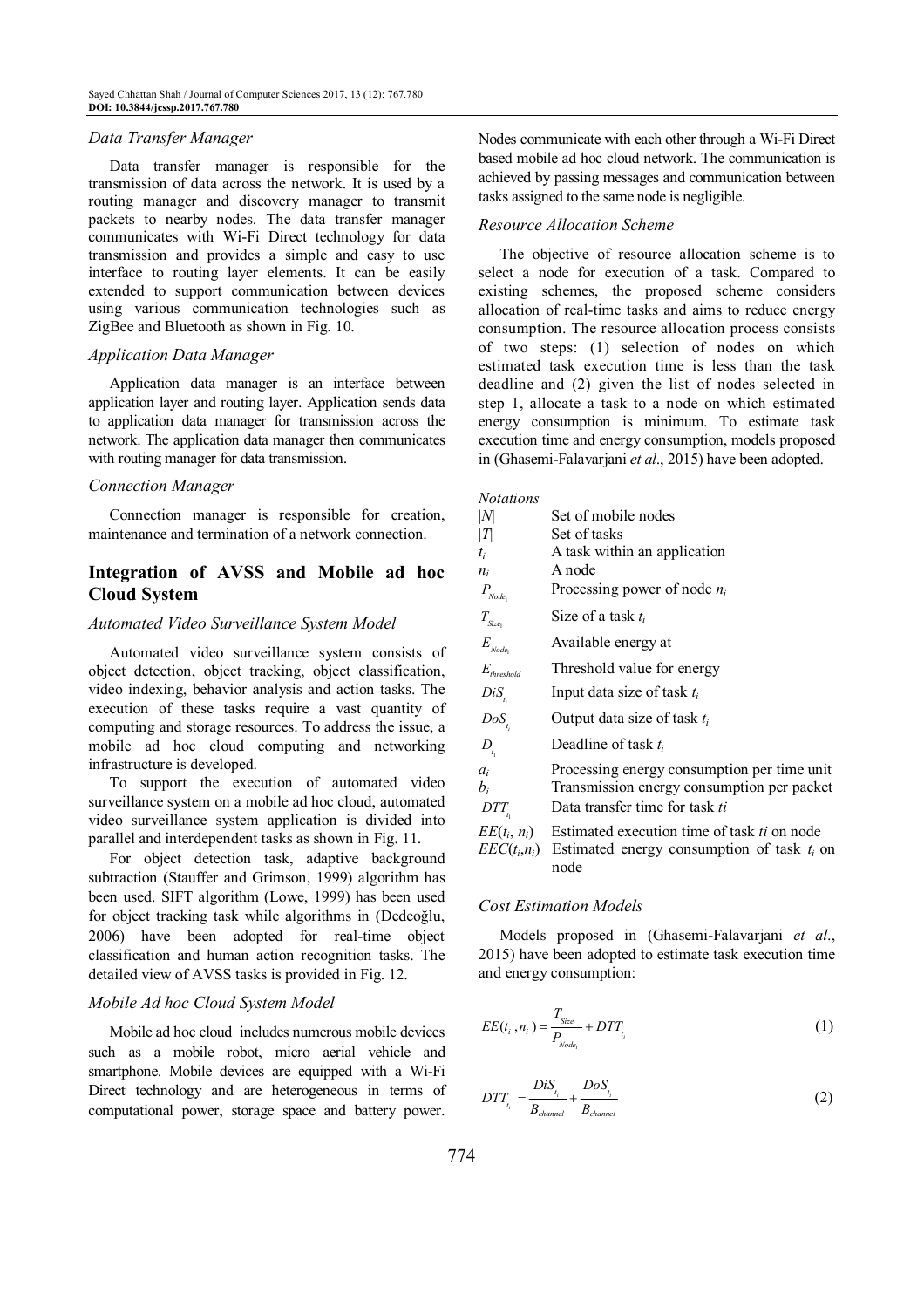### Data Transfer Manager

Data transfer manager is responsible for the transmission of data across the network. It is used by a routing manager and discovery manager to transmit packets to nearby nodes. The data transfer manager communicates with Wi-Fi Direct technology for data transmission and provides a simple and easy to use interface to routing layer elements. It can be easily extended to support communication between devices using various communication technologies such as ZigBee and Bluetooth as shown in Fig. 10.

### Application Data Manager

Application data manager is an interface between application layer and routing layer. Application sends data to application data manager for transmission across the network. The application data manager then communicates with routing manager for data transmission.

### Connection Manager

Connection manager is responsible for creation, maintenance and termination of a network connection.

## Integration of AVSS and Mobile ad hoc Cloud System

### Automated Video Surveillance System Model

Automated video surveillance system consists of object detection, object tracking, object classification, video indexing, behavior analysis and action tasks. The execution of these tasks require a vast quantity of computing and storage resources. To address the issue, a mobile ad hoc cloud computing and networking infrastructure is developed.

To support the execution of automated video surveillance system on a mobile ad hoc cloud, automated video surveillance system application is divided into parallel and interdependent tasks as shown in Fig. 11.

For object detection task, adaptive background subtraction (Stauffer and Grimson, 1999) algorithm has been used. SIFT algorithm (Lowe, 1999) has been used for object tracking task while algorithms in (Dedeoğlu, 2006) have been adopted for real-time object classification and human action recognition tasks. The detailed view of AVSS tasks is provided in Fig. 12.

### Mobile Ad hoc Cloud System Model

Mobile ad hoc cloud includes numerous mobile devices such as a mobile robot, micro aerial vehicle and smartphone. Mobile devices are equipped with a Wi-Fi Direct technology and are heterogeneous in terms of computational power, storage space and battery power. Nodes communicate with each other through a Wi-Fi Direct based mobile ad hoc cloud network. The communication is achieved by passing messages and communication between tasks assigned to the same node is negligible.

### Resource Allocation Scheme

The objective of resource allocation scheme is to select a node for execution of a task. Compared to existing schemes, the proposed scheme considers allocation of real-time tasks and aims to reduce energy consumption. The resource allocation process consists of two steps: (1) selection of nodes on which estimated task execution time is less than the task deadline and (2) given the list of nodes selected in step 1, allocate a task to a node on which estimated energy consumption is minimum. To estimate task execution time and energy consumption, models proposed in (Ghasemi-Falavarjani *et al*., 2015) have been adopted.

*Notations*

| | |
|---|---|
| $\|N\|$ | Set of mobile nodes |
| $\|T\|$ | Set of tasks |
| $t_i$ | A task within an application |
| $n_i$ | A node |
| $P_{Node_i}$ | Processing power of node $n_i$ |
| $T_{Size_i}$ | Size of a task $t_i$ |
| $E_{Node_i}$ | Available energy at |
| $E_{threshold}$ | Threshold value for energy |
| $DiS_{t_i}$ | Input data size of task $t_i$ |
| $DoS_{t_i}$ | Output data size of task $t_i$ |
| $D_{t_i}$ | Deadline of task $t_i$ |
| $a_i$ | Processing energy consumption per time unit |
| $b_i$ | Transmission energy consumption per packet |
| $DTT_{t_i}$ | Data transfer time for task *ti* |
| $EE(t_i, n_i)$ | Estimated execution time of task *ti* on node |
| $EEC(t_i,n_i)$ | Estimated energy consumption of task $t_i$ on node |

### Cost Estimation Models

Models proposed in (Ghasemi-Falavarjani *et al*., 2015) have been adopted to estimate task execution time and energy consumption:

$$EE(t_i, n_i) = \frac{T_{Size_i}}{P_{Node_i}} + DTT_{t_i} \tag{1}$$

$$DTT_{t_i} = \frac{DiS_{t_i}}{B_{channel}} + \frac{DoS_{t_i}}{B_{channel}} \tag{2}$$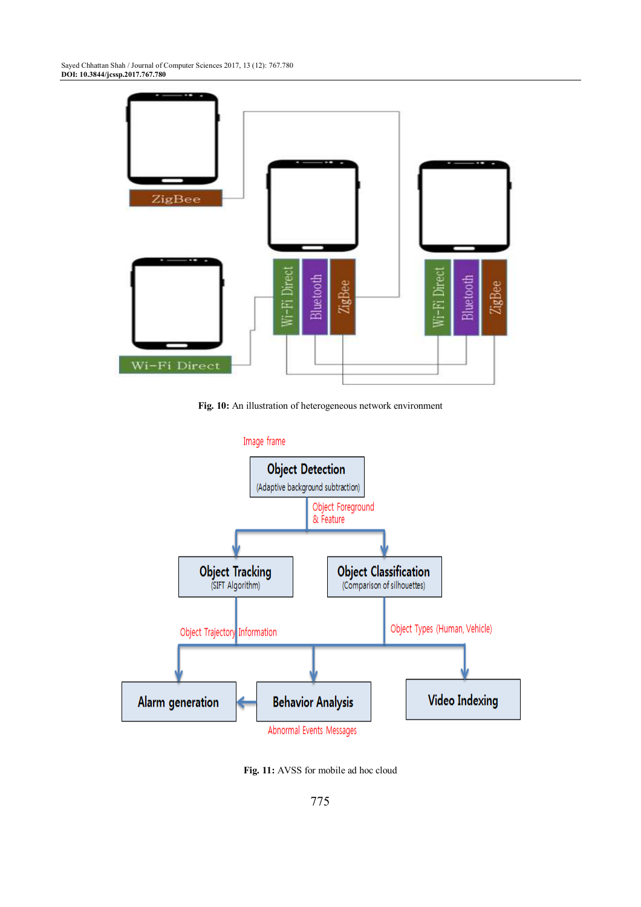Fig. 10: An illustration of heterogeneous network environment

Fig. 11: AVSS for mobile ad hoc cloud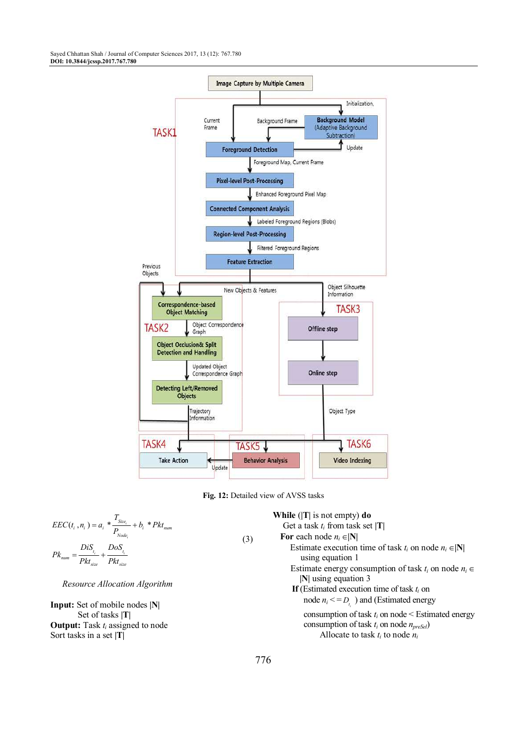Fig. 12: Detailed view of AVSS tasks

$$EEC(t_i, n_i) = a_i * \frac{T_{Size_i}}{P_{Node_i}} + b_i * Pkt_{num}$$

$$Pk_{num} = \frac{DiS_{t_i}}{Pkt_{size}} + \frac{DoS_{t_i}}{Pkt_{size}} \quad (3)$$

*Resource Allocation Algorithm*

**Input:** Set of mobile nodes |**N**|
  Set of tasks |**T**|
**Output:** Task $t_i$ assigned to node
Sort tasks in a set |**T**|

**While** (|**T**| is not empty) **do**
  Get a task $t_i$ from task set |**T**|
  **For** each node $n_i \in$|**N**|
    Estimate execution time of task $t_i$ on node $n_i \in$|**N**| using equation 1
    Estimate energy consumption of task $t_i$ on node $n_i \in$ |**N**| using equation 3
    **If** (Estimated execution time of task $t_i$ on node $n_i <= D_{t_i}$) and (Estimated energy consumption of task $t_i$ on node < Estimated energy consumption of task $t_i$ on node $n_{preSel}$)
      Allocate to task $t_i$ to node $n_i$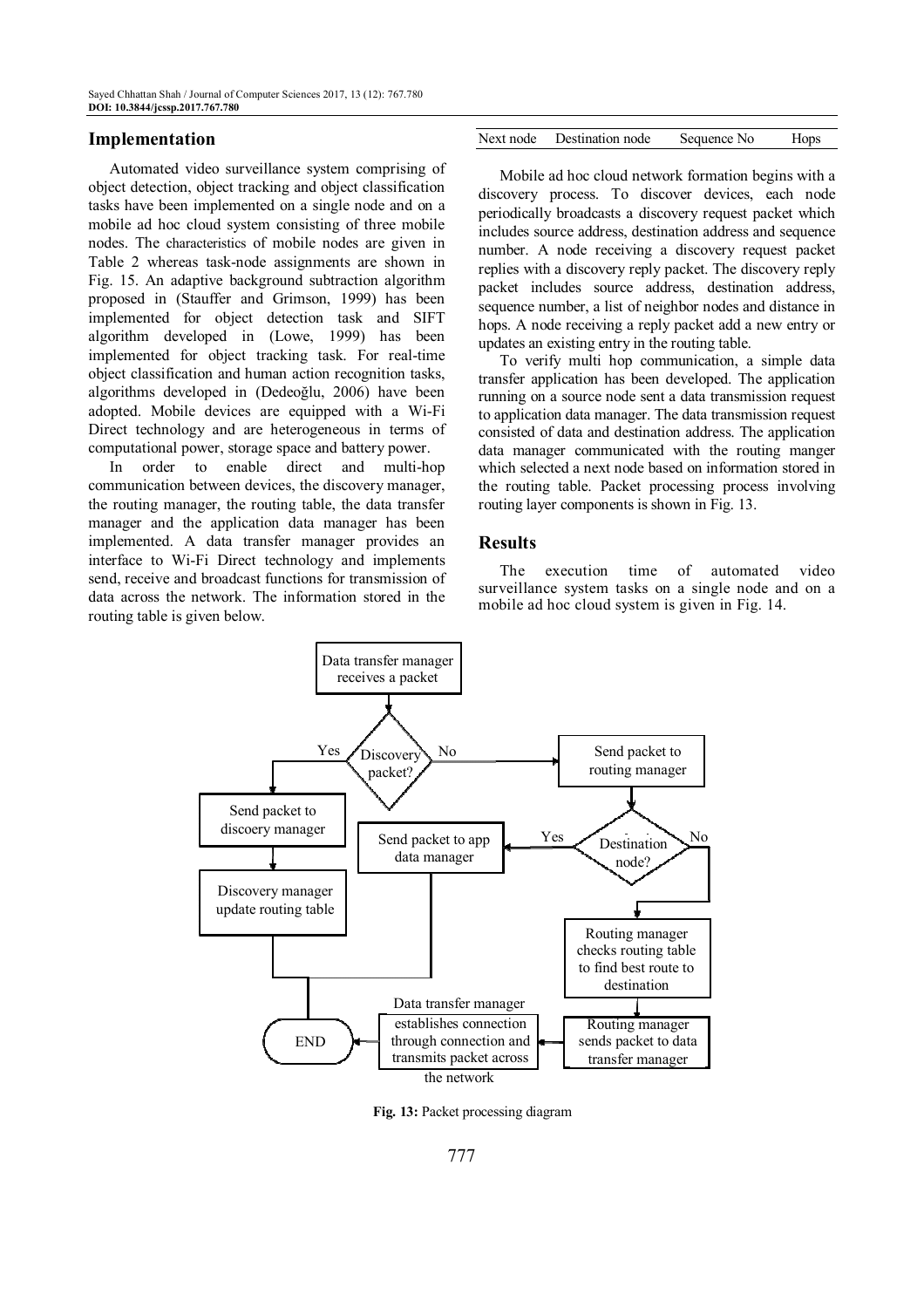## Implementation

Automated video surveillance system comprising of object detection, object tracking and object classification tasks have been implemented on a single node and on a mobile ad hoc cloud system consisting of three mobile nodes. The characteristics of mobile nodes are given in Table 2 whereas task-node assignments are shown in Fig. 15. An adaptive background subtraction algorithm proposed in (Stauffer and Grimson, 1999) has been implemented for object detection task and SIFT algorithm developed in (Lowe, 1999) has been implemented for object tracking task. For real-time object classification and human action recognition tasks, algorithms developed in (Dedeoğlu, 2006) have been adopted. Mobile devices are equipped with a Wi-Fi Direct technology and are heterogeneous in terms of computational power, storage space and battery power.

In order to enable direct and multi-hop communication between devices, the discovery manager, the routing manager, the routing table, the data transfer manager and the application data manager has been implemented. A data transfer manager provides an interface to Wi-Fi Direct technology and implements send, receive and broadcast functions for transmission of data across the network. The information stored in the routing table is given below.

| Next node | Destination node | Sequence No | Hops |
|---|---|---|---|

Mobile ad hoc cloud network formation begins with a discovery process. To discover devices, each node periodically broadcasts a discovery request packet which includes source address, destination address and sequence number. A node receiving a discovery request packet replies with a discovery reply packet. The discovery reply packet includes source address, destination address, sequence number, a list of neighbor nodes and distance in hops. A node receiving a reply packet add a new entry or updates an existing entry in the routing table.

To verify multi hop communication, a simple data transfer application has been developed. The application running on a source node sent a data transmission request to application data manager. The data transmission request consisted of data and destination address. The application data manager communicated with the routing manger which selected a next node based on information stored in the routing table. Packet processing process involving routing layer components is shown in Fig. 13.

## Results

The execution time of automated video surveillance system tasks on a single node and on a mobile ad hoc cloud system is given in Fig. 14.

Data transfer manager receives a packet

Discovery packet? Yes / No

Send packet to discoery manager

Discovery manager update routing table

Send packet to routing manager

Destination node? Yes / No

Send packet to app data manager

Routing manager checks routing table to find best route to destination

Routing manager sends packet to data transfer manager

Data transfer manager establishes connection through connection and transmits packet across the network

END

**Fig. 13:** Packet processing diagram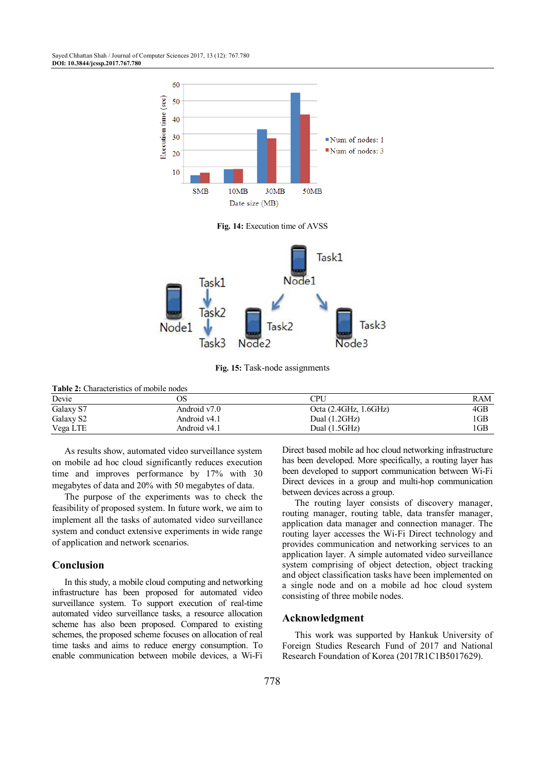Fig. 14: Execution time of AVSS

Fig. 15: Task-node assignments

Table 2: Characteristics of mobile nodes

| Devie | OS | CPU | RAM |
|---|---|---|---|
| Galaxy S7 | Android v7.0 | Octa (2.4GHz, 1.6GHz) | 4GB |
| Galaxy S2 | Android v4.1 | Dual (1.2GHz) | 1GB |
| Vega LTE | Android v4.1 | Dual (1.5GHz) | 1GB |

As results show, automated video surveillance system on mobile ad hoc cloud significantly reduces execution time and improves performance by 17% with 30 megabytes of data and 20% with 50 megabytes of data.

The purpose of the experiments was to check the feasibility of proposed system. In future work, we aim to implement all the tasks of automated video surveillance system and conduct extensive experiments in wide range of application and network scenarios.

## Conclusion

In this study, a mobile cloud computing and networking infrastructure has been proposed for automated video surveillance system. To support execution of real-time automated video surveillance tasks, a resource allocation scheme has also been proposed. Compared to existing schemes, the proposed scheme focuses on allocation of real time tasks and aims to reduce energy consumption. To enable communication between mobile devices, a Wi-Fi Direct based mobile ad hoc cloud networking infrastructure has been developed. More specifically, a routing layer has been developed to support communication between Wi-Fi Direct devices in a group and multi-hop communication between devices across a group.

The routing layer consists of discovery manager, routing manager, routing table, data transfer manager, application data manager and connection manager. The routing layer accesses the Wi-Fi Direct technology and provides communication and networking services to an application layer. A simple automated video surveillance system comprising of object detection, object tracking and object classification tasks have been implemented on a single node and on a mobile ad hoc cloud system consisting of three mobile nodes.

## Acknowledgment

This work was supported by Hankuk University of Foreign Studies Research Fund of 2017 and National Research Foundation of Korea (2017R1C1B5017629).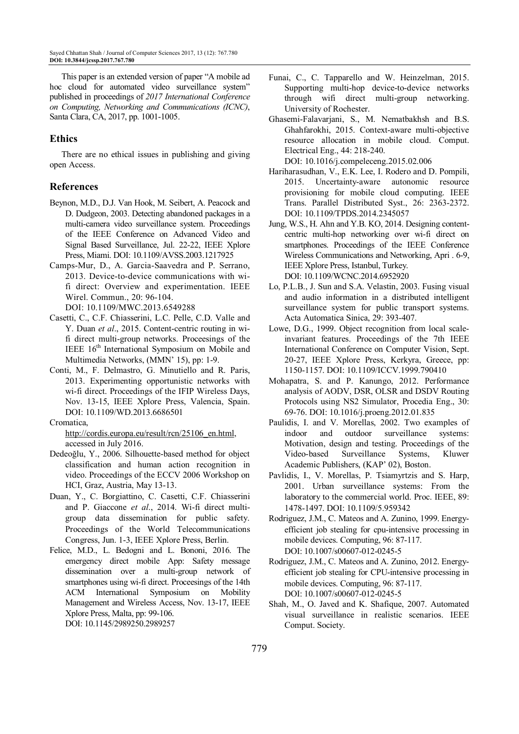This paper is an extended version of paper "A mobile ad hoc cloud for automated video surveillance system" published in proceedings of *2017 International Conference on Computing, Networking and Communications (ICNC)*, Santa Clara, CA, 2017, pp. 1001-1005.

## Ethics

There are no ethical issues in publishing and giving open Access.

## References

Beynon, M.D., D.J. Van Hook, M. Seibert, A. Peacock and D. Dudgeon, 2003. Detecting abandoned packages in a multi-camera video surveillance system. Proceedings of the IEEE Conference on Advanced Video and Signal Based Surveillance, Jul. 22-22, IEEE Xplore Press, Miami. DOI: 10.1109/AVSS.2003.1217925

Camps-Mur, D., A. Garcia-Saavedra and P. Serrano, 2013. Device-to-device communications with wi-fi direct: Overview and experimentation. IEEE Wirel. Commun., 20: 96-104. DOI: 10.1109/MWC.2013.6549288

Casetti, C., C.F. Chiasserini, L.C. Pelle, C.D. Valle and Y. Duan *et al*., 2015. Content-centric routing in wi-fi direct multi-group networks. Proceesings of the IEEE 16th International Symposium on Mobile and Multimedia Networks, (MMN' 15), pp: 1-9.

Conti, M., F. Delmastro, G. Minutiello and R. Paris, 2013. Experimenting opportunistic networks with wi-fi direct. Proceedings of the IFIP Wireless Days, Nov. 13-15, IEEE Xplore Press, Valencia, Spain. DOI: 10.1109/WD.2013.6686501

Cromatica, http://cordis.europa.eu/result/rcn/25106_en.html, accessed in July 2016.

Dedeoğlu, Y., 2006. Silhouette-based method for object classification and human action recognition in video. Proceedings of the ECCV 2006 Workshop on HCI, Graz, Austria, May 13-13.

Duan, Y., C. Borgiattino, C. Casetti, C.F. Chiasserini and P. Giaccone *et al*., 2014. Wi-fi direct multi-group data dissemination for public safety. Proceedings of the World Telecommunications Congress, Jun. 1-3, IEEE Xplore Press, Berlin.

Felice, M.D., L. Bedogni and L. Bononi, 2016. The emergency direct mobile App: Safety message dissemination over a multi-group network of smartphones using wi-fi direct. Proceesings of the 14th ACM International Symposium on Mobility Management and Wireless Access, Nov. 13-17, IEEE Xplore Press, Malta, pp: 99-106. DOI: 10.1145/2989250.2989257

Funai, C., C. Tapparello and W. Heinzelman, 2015. Supporting multi-hop device-to-device networks through wifi direct multi-group networking. University of Rochester.

Ghasemi-Falavarjani, S., M. Nematbakhsh and B.S. Ghahfarokhi, 2015. Context-aware multi-objective resource allocation in mobile cloud. Comput. Electrical Eng., 44: 218-240. DOI: 10.1016/j.compeleceng.2015.02.006

Hariharasudhan, V., E.K. Lee, I. Rodero and D. Pompili, 2015. Uncertainty-aware autonomic resource provisioning for mobile cloud computing. IEEE Trans. Parallel Distributed Syst., 26: 2363-2372. DOI: 10.1109/TPDS.2014.2345057

Jung, W.S., H. Ahn and Y.B. KO, 2014. Designing content-centric multi-hop networking over wi-fi direct on smartphones. Proceedings of the IEEE Conference Wireless Communications and Networking, Apri . 6-9, IEEE Xplore Press, Istanbul, Turkey. DOI: 10.1109/WCNC.2014.6952920

Lo, P.L.B., J. Sun and S.A. Velastin, 2003. Fusing visual and audio information in a distributed intelligent surveillance system for public transport systems. Acta Automatica Sinica, 29: 393-407.

Lowe, D.G., 1999. Object recognition from local scale-invariant features. Proceedings of the 7th IEEE International Conference on Computer Vision, Sept. 20-27, IEEE Xplore Press, Kerkyra, Greece, pp: 1150-1157. DOI: 10.1109/ICCV.1999.790410

Mohapatra, S. and P. Kanungo, 2012. Performance analysis of AODV, DSR, OLSR and DSDV Routing Protocols using NS2 Simulator, Procedia Eng., 30: 69-76. DOI: 10.1016/j.proeng.2012.01.835

Paulidis, I. and V. Morellas, 2002. Two examples of indoor and outdoor surveillance systems: Motivation, design and testing. Proceedings of the Video-based Surveillance Systems, Kluwer Academic Publishers, (KAP' 02), Boston.

Pavlidis, I., V. Morellas, P. Tsiamyrtzis and S. Harp, 2001. Urban surveillance systems: From the laboratory to the commercial world. Proc. IEEE, 89: 1478-1497. DOI: 10.1109/5.959342

Rodriguez, J.M., C. Mateos and A. Zunino, 1999. Energy-efficient job stealing for cpu-intensive processing in mobile devices. Computing, 96: 87-117. DOI: 10.1007/s00607-012-0245-5

Rodriguez, J.M., C. Mateos and A. Zunino, 2012. Energy-efficient job stealing for CPU-intensive processing in mobile devices. Computing, 96: 87-117. DOI: 10.1007/s00607-012-0245-5

Shah, M., O. Javed and K. Shafique, 2007. Automated visual surveillance in realistic scenarios. IEEE Comput. Society.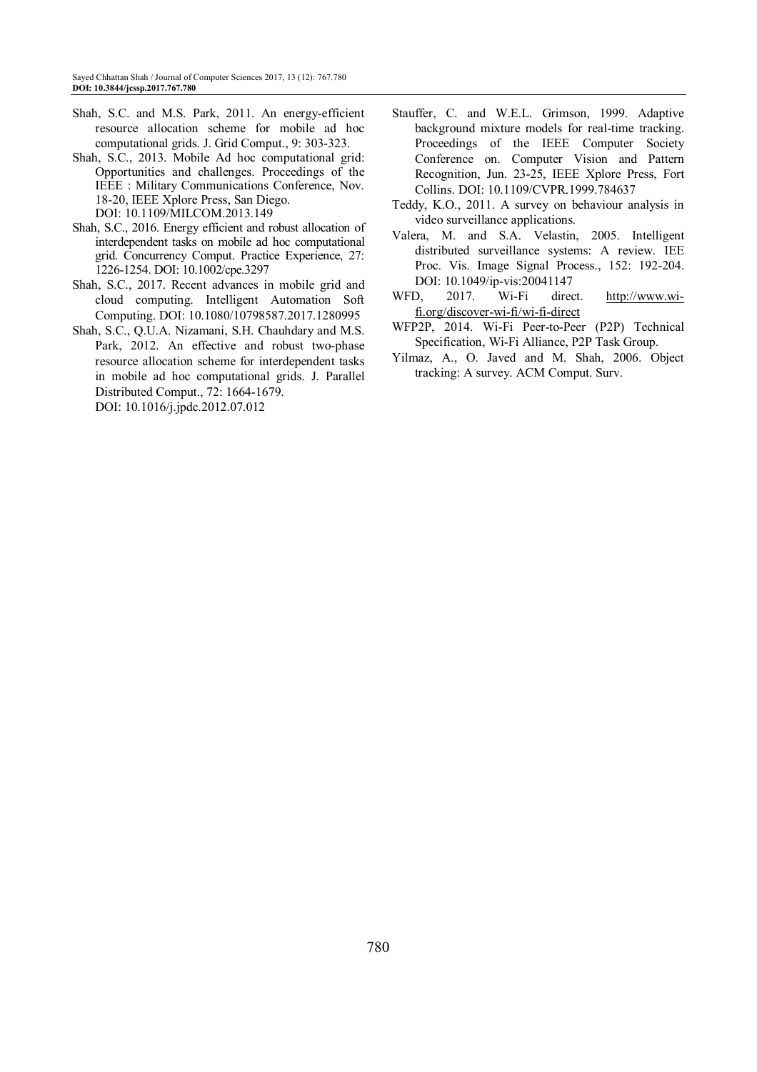Shah, S.C. and M.S. Park, 2011. An energy-efficient resource allocation scheme for mobile ad hoc computational grids. J. Grid Comput., 9: 303-323.

Shah, S.C., 2013. Mobile Ad hoc computational grid: Opportunities and challenges. Proceedings of the IEEE : Military Communications Conference, Nov. 18-20, IEEE Xplore Press, San Diego. DOI: 10.1109/MILCOM.2013.149

Shah, S.C., 2016. Energy efficient and robust allocation of interdependent tasks on mobile ad hoc computational grid. Concurrency Comput. Practice Experience, 27: 1226-1254. DOI: 10.1002/cpe.3297

Shah, S.C., 2017. Recent advances in mobile grid and cloud computing. Intelligent Automation Soft Computing. DOI: 10.1080/10798587.2017.1280995

Shah, S.C., Q.U.A. Nizamani, S.H. Chauhdary and M.S. Park, 2012. An effective and robust two-phase resource allocation scheme for interdependent tasks in mobile ad hoc computational grids. J. Parallel Distributed Comput., 72: 1664-1679. DOI: 10.1016/j.jpdc.2012.07.012

Stauffer, C. and W.E.L. Grimson, 1999. Adaptive background mixture models for real-time tracking. Proceedings of the IEEE Computer Society Conference on. Computer Vision and Pattern Recognition, Jun. 23-25, IEEE Xplore Press, Fort Collins. DOI: 10.1109/CVPR.1999.784637

Teddy, K.O., 2011. A survey on behaviour analysis in video surveillance applications.

Valera, M. and S.A. Velastin, 2005. Intelligent distributed surveillance systems: A review. IEE Proc. Vis. Image Signal Process., 152: 192-204. DOI: 10.1049/ip-vis:20041147

WFD, 2017. Wi-Fi direct. http://www.wi-fi.org/discover-wi-fi/wi-fi-direct

WFP2P, 2014. Wi-Fi Peer-to-Peer (P2P) Technical Specification, Wi-Fi Alliance, P2P Task Group.

Yilmaz, A., O. Javed and M. Shah, 2006. Object tracking: A survey. ACM Comput. Surv.